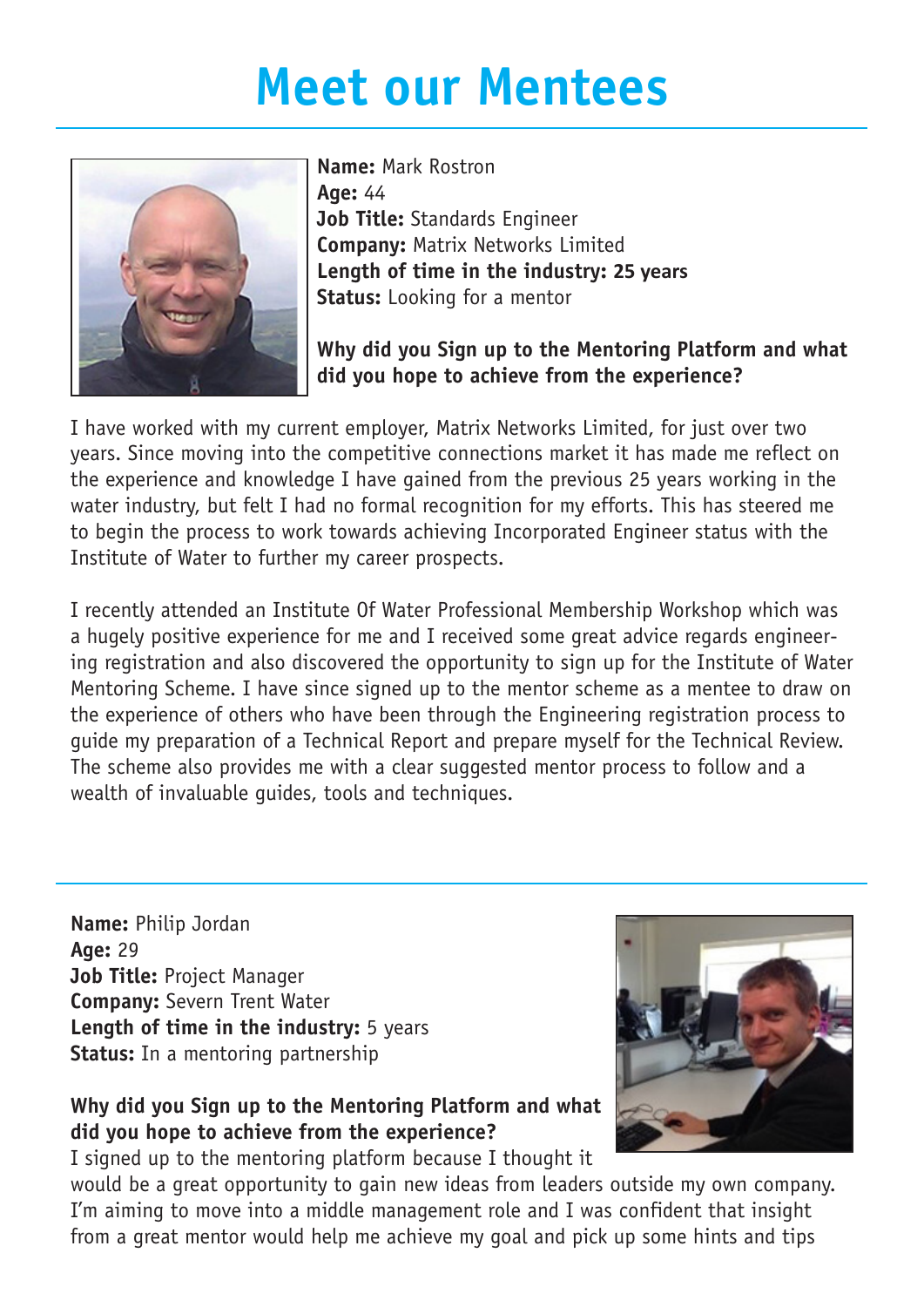# Meet our Mentees

**Name:** Mark Rostron
**Age:** 44
**Job Title:** Standards Engineer
**Company:** Matrix Networks Limited
**Length of time in the industry: 25 years**
**Status:** Looking for a mentor

**Why did you Sign up to the Mentoring Platform and what did you hope to achieve from the experience?**

I have worked with my current employer, Matrix Networks Limited, for just over two years. Since moving into the competitive connections market it has made me reflect on the experience and knowledge I have gained from the previous 25 years working in the water industry, but felt I had no formal recognition for my efforts. This has steered me to begin the process to work towards achieving Incorporated Engineer status with the Institute of Water to further my career prospects.

I recently attended an Institute Of Water Professional Membership Workshop which was a hugely positive experience for me and I received some great advice regards engineering registration and also discovered the opportunity to sign up for the Institute of Water Mentoring Scheme. I have since signed up to the mentor scheme as a mentee to draw on the experience of others who have been through the Engineering registration process to guide my preparation of a Technical Report and prepare myself for the Technical Review. The scheme also provides me with a clear suggested mentor process to follow and a wealth of invaluable guides, tools and techniques.

---

**Name:** Philip Jordan
**Age:** 29
**Job Title:** Project Manager
**Company:** Severn Trent Water
**Length of time in the industry:** 5 years
**Status:** In a mentoring partnership

**Why did you Sign up to the Mentoring Platform and what did you hope to achieve from the experience?**

I signed up to the mentoring platform because I thought it would be a great opportunity to gain new ideas from leaders outside my own company. I'm aiming to move into a middle management role and I was confident that insight from a great mentor would help me achieve my goal and pick up some hints and tips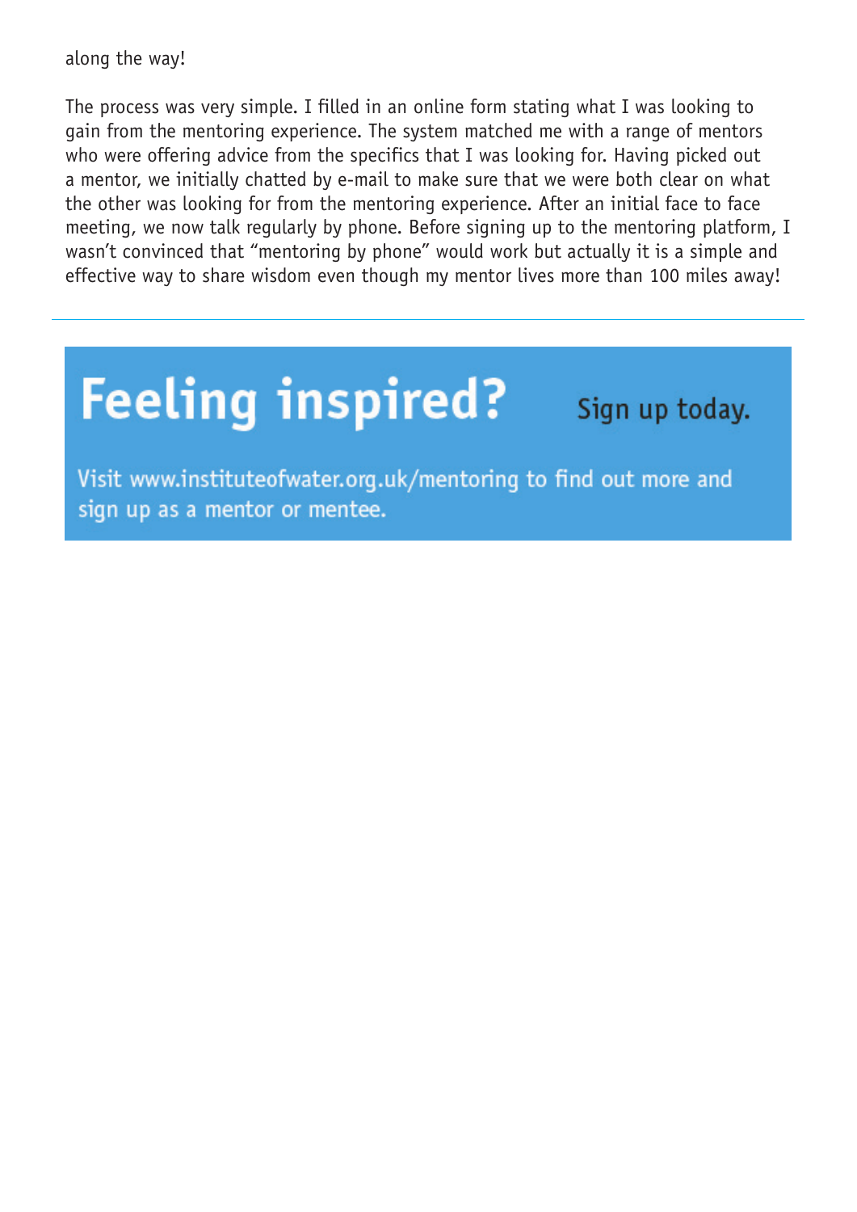along the way!

The process was very simple. I filled in an online form stating what I was looking to gain from the mentoring experience. The system matched me with a range of mentors who were offering advice from the specifics that I was looking for. Having picked out a mentor, we initially chatted by e-mail to make sure that we were both clear on what the other was looking for from the mentoring experience. After an initial face to face meeting, we now talk regularly by phone. Before signing up to the mentoring platform, I wasn't convinced that "mentoring by phone" would work but actually it is a simple and effective way to share wisdom even though my mentor lives more than 100 miles away!

---

# Feeling inspired?

**Sign up today.**

Visit www.instituteofwater.org.uk/mentoring to find out more and sign up as a mentor or mentee.